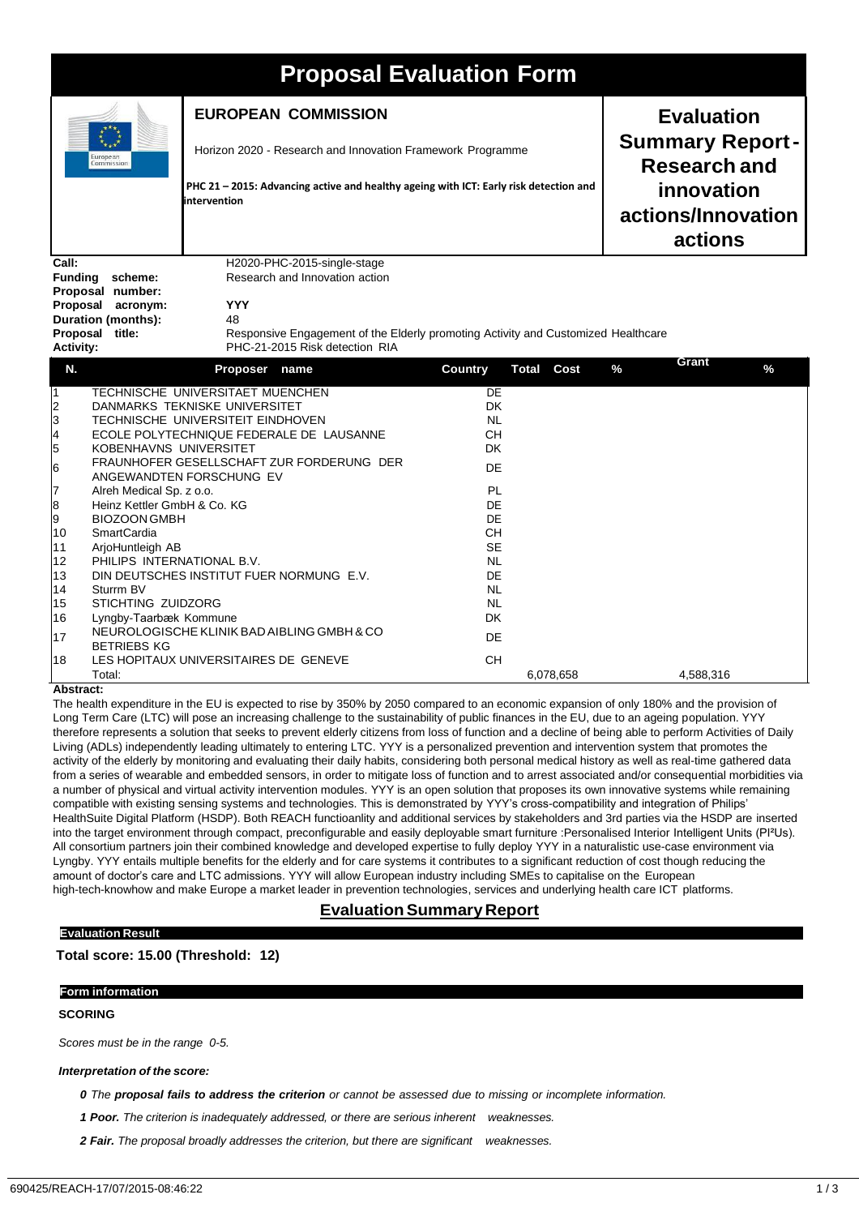# Proposal Evaluation Form

**EUROPEAN COMMISSION**

Horizon 2020 - Research and Innovation Framework Programme

**PHC 21 – 2015: Advancing active and healthy ageing with ICT: Early risk detection and intervention**

**Evaluation Summary Report - Research and innovation actions/Innovation actions**

| | |
|---|---|
| **Call:** | H2020-PHC-2015-single-stage |
| **Funding scheme:** | Research and Innovation action |
| **Proposal number:** | |
| **Proposal acronym:** | **YYY** |
| **Duration (months):** | 48 |
| **Proposal title:** | Responsive Engagement of the Elderly promoting Activity and Customized Healthcare |
| **Activity:** | PHC-21-2015 Risk detection RIA |

| N. | Proposer name | Country | Total Cost | % | Grant | % |
|---|---|---|---|---|---|---|
| 1 | TECHNISCHE UNIVERSITAET MUENCHEN | DE | | | | |
| 2 | DANMARKS TEKNISKE UNIVERSITET | DK | | | | |
| 3 | TECHNISCHE UNIVERSITEIT EINDHOVEN | NL | | | | |
| 4 | ECOLE POLYTECHNIQUE FEDERALE DE LAUSANNE | CH | | | | |
| 5 | KOBENHAVNS UNIVERSITET | DK | | | | |
| 6 | FRAUNHOFER GESELLSCHAFT ZUR FORDERUNG DER ANGEWANDTEN FORSCHUNG EV | DE | | | | |
| 7 | Alreh Medical Sp. z o.o. | PL | | | | |
| 8 | Heinz Kettler GmbH & Co. KG | DE | | | | |
| 9 | BIOZOON GMBH | DE | | | | |
| 10 | SmartCardia | CH | | | | |
| 11 | ArjoHuntleigh AB | SE | | | | |
| 12 | PHILIPS INTERNATIONAL B.V. | NL | | | | |
| 13 | DIN DEUTSCHES INSTITUT FUER NORMUNG E.V. | DE | | | | |
| 14 | Sturrm BV | NL | | | | |
| 15 | STICHTING ZUIDZORG | NL | | | | |
| 16 | Lyngby-Taarbæk Kommune | DK | | | | |
| 17 | NEUROLOGISCHE KLINIK BAD AIBLING GMBH & CO BETRIEBS KG | DE | | | | |
| 18 | LES HOPITAUX UNIVERSITAIRES DE GENEVE | CH | | | | |
| | Total: | | 6,078,658 | | 4,588,316 | |

**Abstract:**

The health expenditure in the EU is expected to rise by 350% by 2050 compared to an economic expansion of only 180% and the provision of Long Term Care (LTC) will pose an increasing challenge to the sustainability of public finances in the EU, due to an ageing population. YYY therefore represents a solution that seeks to prevent elderly citizens from loss of function and a decline of being able to perform Activities of Daily Living (ADLs) independently leading ultimately to entering LTC. YYY is a personalized prevention and intervention system that promotes the activity of the elderly by monitoring and evaluating their daily habits, considering both personal medical history as well as real-time gathered data from a series of wearable and embedded sensors, in order to mitigate loss of function and to arrest associated and/or consequential morbidities via a number of physical and virtual activity intervention modules. YYY is an open solution that proposes its own innovative systems while remaining compatible with existing sensing systems and technologies. This is demonstrated by YYY's cross-compatibility and integration of Philips' HealthSuite Digital Platform (HSDP). Both REACH functioanlity and additional services by stakeholders and 3rd parties via the HSDP are inserted into the target environment through compact, preconfigurable and easily deployable smart furniture :Personalised Interior Intelligent Units (PI²Us). All consortium partners join their combined knowledge and developed expertise to fully deploy YYY in a naturalistic use-case environment via Lyngby. YYY entails multiple benefits for the elderly and for care systems it contributes to a significant reduction of cost though reducing the amount of doctor's care and LTC admissions. YYY will allow European industry including SMEs to capitalise on the European high-tech-knowhow and make Europe a market leader in prevention technologies, services and underlying health care ICT platforms.

## Evaluation Summary Report

### Evaluation Result

**Total score: 15.00 (Threshold: 12)**

### Form information

**SCORING**

*Scores must be in the range 0-5.*

***Interpretation of the score:***

***0*** *The* ***proposal fails to address the criterion*** *or cannot be assessed due to missing or incomplete information.*

***1 Poor.*** *The criterion is inadequately addressed, or there are serious inherent weaknesses.*

***2 Fair.*** *The proposal broadly addresses the criterion, but there are significant weaknesses.*

690425/REACH-17/07/2015-08:46:22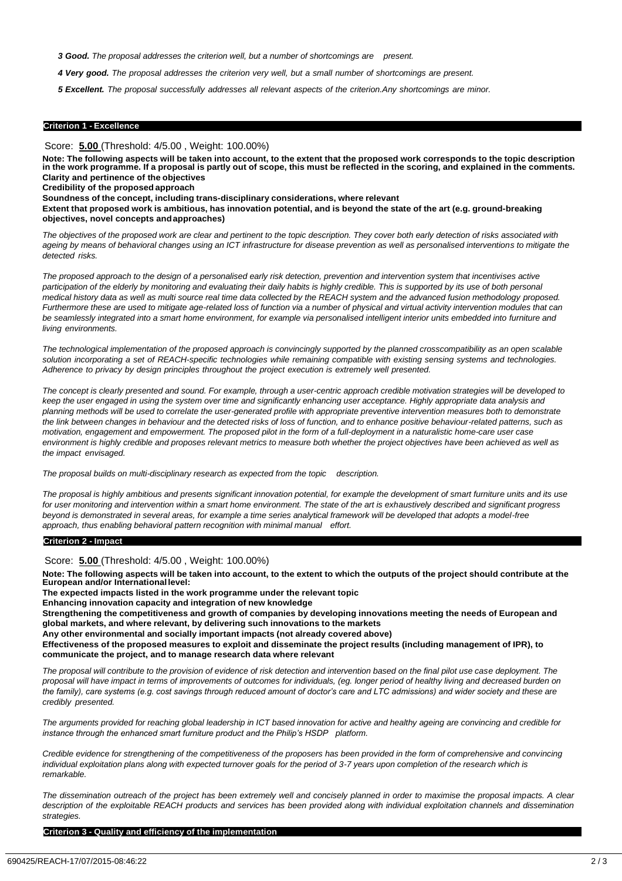*3 Good. The proposal addresses the criterion well, but a number of shortcomings are present.*

*4 Very good. The proposal addresses the criterion very well, but a small number of shortcomings are present.*

*5 Excellent. The proposal successfully addresses all relevant aspects of the criterion.Any shortcomings are minor.*

## Criterion 1 - Excellence

Score: **5.00** (Threshold: 4/5.00 , Weight: 100.00%)

**Note: The following aspects will be taken into account, to the extent that the proposed work corresponds to the topic description in the work programme. If a proposal is partly out of scope, this must be reflected in the scoring, and explained in the comments.**
**Clarity and pertinence of the objectives**
**Credibility of the proposed approach**
**Soundness of the concept, including trans-disciplinary considerations, where relevant**
**Extent that proposed work is ambitious, has innovation potential, and is beyond the state of the art (e.g. ground-breaking objectives, novel concepts and approaches)**

*The objectives of the proposed work are clear and pertinent to the topic description. They cover both early detection of risks associated with ageing by means of behavioral changes using an ICT infrastructure for disease prevention as well as personalised interventions to mitigate the detected risks.*

*The proposed approach to the design of a personalised early risk detection, prevention and intervention system that incentivises active participation of the elderly by monitoring and evaluating their daily habits is highly credible. This is supported by its use of both personal medical history data as well as multi source real time data collected by the REACH system and the advanced fusion methodology proposed. Furthermore these are used to mitigate age-related loss of function via a number of physical and virtual activity intervention modules that can be seamlessly integrated into a smart home environment, for example via personalised intelligent interior units embedded into furniture and living environments.*

*The technological implementation of the proposed approach is convincingly supported by the planned crosscompatibility as an open scalable solution incorporating a set of REACH-specific technologies while remaining compatible with existing sensing systems and technologies. Adherence to privacy by design principles throughout the project execution is extremely well presented.*

*The concept is clearly presented and sound. For example, through a user-centric approach credible motivation strategies will be developed to keep the user engaged in using the system over time and significantly enhancing user acceptance. Highly appropriate data analysis and planning methods will be used to correlate the user-generated profile with appropriate preventive intervention measures both to demonstrate the link between changes in behaviour and the detected risks of loss of function, and to enhance positive behaviour-related patterns, such as motivation, engagement and empowerment. The proposed pilot in the form of a full-deployment in a naturalistic home-care user case environment is highly credible and proposes relevant metrics to measure both whether the project objectives have been achieved as well as the impact envisaged.*

*The proposal builds on multi-disciplinary research as expected from the topic description.*

*The proposal is highly ambitious and presents significant innovation potential, for example the development of smart furniture units and its use for user monitoring and intervention within a smart home environment. The state of the art is exhaustively described and significant progress beyond is demonstrated in several areas, for example a time series analytical framework will be developed that adopts a model-free approach, thus enabling behavioral pattern recognition with minimal manual effort.*

## Criterion 2 - Impact

Score: **5.00** (Threshold: 4/5.00 , Weight: 100.00%)

**Note: The following aspects will be taken into account, to the extent to which the outputs of the project should contribute at the European and/or International level:**
**The expected impacts listed in the work programme under the relevant topic**
**Enhancing innovation capacity and integration of new knowledge**
**Strengthening the competitiveness and growth of companies by developing innovations meeting the needs of European and global markets, and where relevant, by delivering such innovations to the markets**
**Any other environmental and socially important impacts (not already covered above)**
**Effectiveness of the proposed measures to exploit and disseminate the project results (including management of IPR), to communicate the project, and to manage research data where relevant**

*The proposal will contribute to the provision of evidence of risk detection and intervention based on the final pilot use case deployment. The proposal will have impact in terms of improvements of outcomes for individuals, (eg. longer period of healthy living and decreased burden on the family), care systems (e.g. cost savings through reduced amount of doctor's care and LTC admissions) and wider society and these are credibly presented.*

*The arguments provided for reaching global leadership in ICT based innovation for active and healthy ageing are convincing and credible for instance through the enhanced smart furniture product and the Philip's HSDP platform.*

*Credible evidence for strengthening of the competitiveness of the proposers has been provided in the form of comprehensive and convincing individual exploitation plans along with expected turnover goals for the period of 3-7 years upon completion of the research which is remarkable.*

*The dissemination outreach of the project has been extremely well and concisely planned in order to maximise the proposal impacts. A clear description of the exploitable REACH products and services has been provided along with individual exploitation channels and dissemination strategies.*

## Criterion 3 - Quality and efficiency of the implementation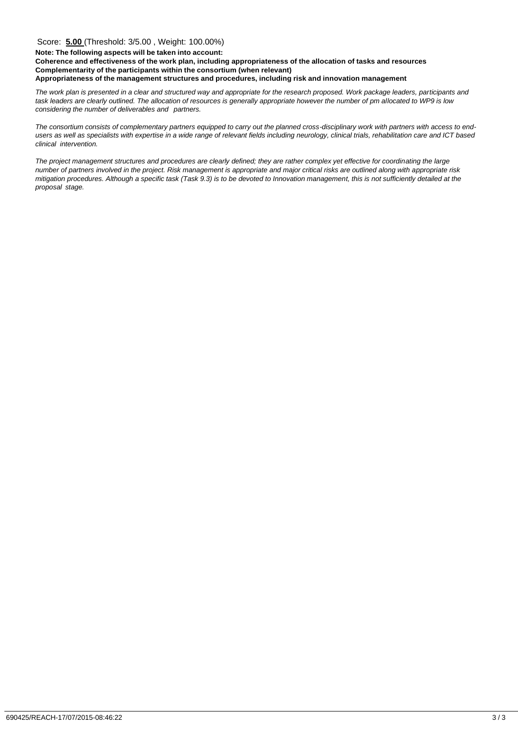Score: **5.00** (Threshold: 3/5.00 , Weight: 100.00%)

**Note: The following aspects will be taken into account:**
**Coherence and effectiveness of the work plan, including appropriateness of the allocation of tasks and resources**
**Complementarity of the participants within the consortium (when relevant)**
**Appropriateness of the management structures and procedures, including risk and innovation management**

*The work plan is presented in a clear and structured way and appropriate for the research proposed. Work package leaders, participants and task leaders are clearly outlined. The allocation of resources is generally appropriate however the number of pm allocated to WP9 is low considering the number of deliverables and partners.*

*The consortium consists of complementary partners equipped to carry out the planned cross-disciplinary work with partners with access to end-users as well as specialists with expertise in a wide range of relevant fields including neurology, clinical trials, rehabilitation care and ICT based clinical intervention.*

*The project management structures and procedures are clearly defined; they are rather complex yet effective for coordinating the large number of partners involved in the project. Risk management is appropriate and major critical risks are outlined along with appropriate risk mitigation procedures. Although a specific task (Task 9.3) is to be devoted to Innovation management, this is not sufficiently detailed at the proposal stage.*